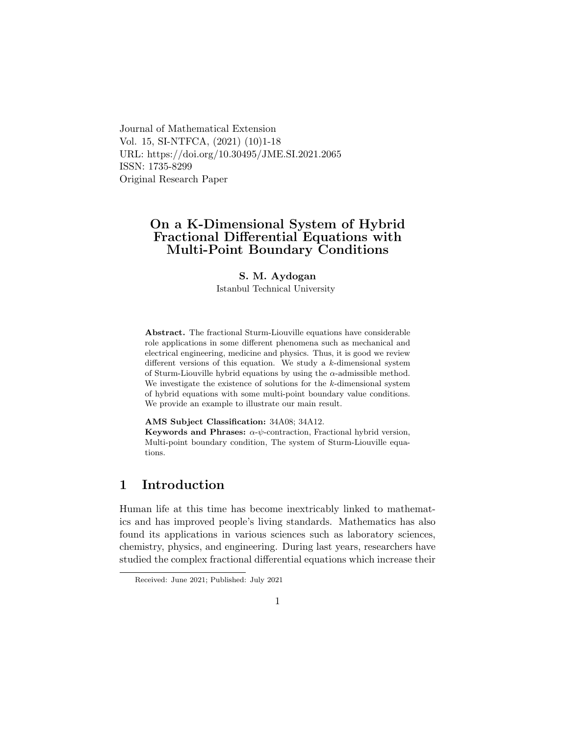Journal of Mathematical Extension
Vol. 15, SI-NTFCA, (2021) (10)1-18
URL: https://doi.org/10.30495/JME.SI.2021.2065
ISSN: 1735-8299
Original Research Paper

# On a K-Dimensional System of Hybrid Fractional Differential Equations with Multi-Point Boundary Conditions

**S. M. Aydogan**
Istanbul Technical University

**Abstract.** The fractional Sturm-Liouville equations have considerable role applications in some different phenomena such as mechanical and electrical engineering, medicine and physics. Thus, it is good we review different versions of this equation. We study a $k$-dimensional system of Sturm-Liouville hybrid equations by using the $\alpha$-admissible method. We investigate the existence of solutions for the $k$-dimensional system of hybrid equations with some multi-point boundary value conditions. We provide an example to illustrate our main result.

**AMS Subject Classification:** 34A08; 34A12.
**Keywords and Phrases:** $\alpha$-$\psi$-contraction, Fractional hybrid version, Multi-point boundary condition, The system of Sturm-Liouville equations.

## 1 Introduction

Human life at this time has become inextricably linked to mathematics and has improved people's living standards. Mathematics has also found its applications in various sciences such as laboratory sciences, chemistry, physics, and engineering. During last years, researchers have studied the complex fractional differential equations which increase their

Received: June 2021; Published: July 2021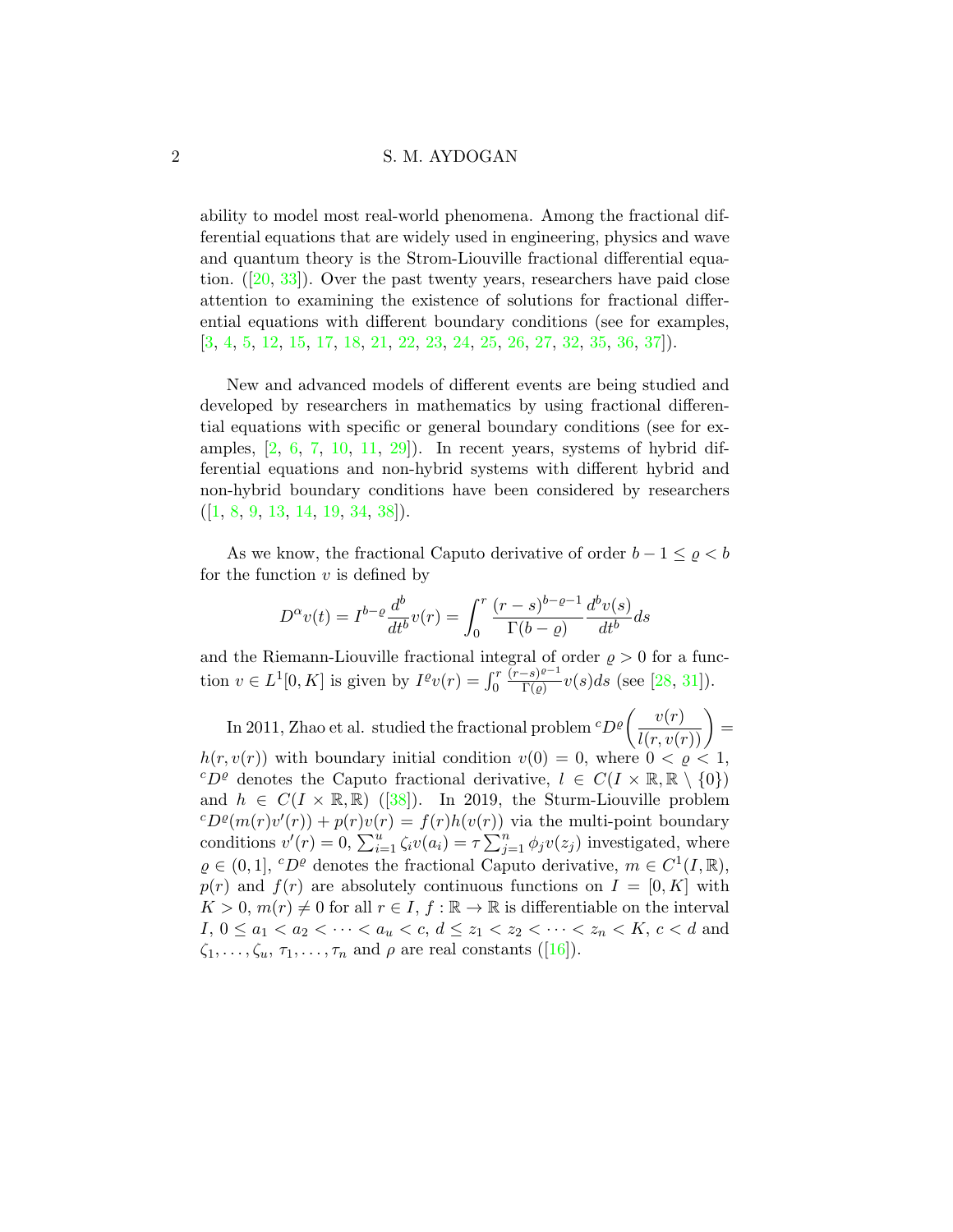ability to model most real-world phenomena. Among the fractional differential equations that are widely used in engineering, physics and wave and quantum theory is the Strom-Liouville fractional differential equation. ([20, 33]). Over the past twenty years, researchers have paid close attention to examining the existence of solutions for fractional differential equations with different boundary conditions (see for examples, [3, 4, 5, 12, 15, 17, 18, 21, 22, 23, 24, 25, 26, 27, 32, 35, 36, 37]).

New and advanced models of different events are being studied and developed by researchers in mathematics by using fractional differential equations with specific or general boundary conditions (see for examples, [2, 6, 7, 10, 11, 29]). In recent years, systems of hybrid differential equations and non-hybrid systems with different hybrid and non-hybrid boundary conditions have been considered by researchers ([1, 8, 9, 13, 14, 19, 34, 38]).

As we know, the fractional Caputo derivative of order $b-1 \leq \varrho < b$ for the function $v$ is defined by

$$D^{\alpha}v(t) = I^{b-\varrho}\frac{d^b}{dt^b}v(r) = \int_0^r \frac{(r-s)^{b-\varrho-1}}{\Gamma(b-\varrho)}\frac{d^b v(s)}{dt^b}ds$$

and the Riemann-Liouville fractional integral of order $\varrho > 0$ for a function $v \in L^1[0,K]$ is given by $I^{\varrho}v(r) = \int_0^r \frac{(r-s)^{\varrho-1}}{\Gamma(\varrho)}v(s)ds$ (see [28, 31]).

In 2011, Zhao et al. studied the fractional problem ${}^cD^{\varrho}\left(\dfrac{v(r)}{l(r,v(r))}\right) = h(r,v(r))$ with boundary initial condition $v(0) = 0$, where $0 < \varrho < 1$, ${}^cD^{\varrho}$ denotes the Caputo fractional derivative, $l \in C(I \times \mathbb{R}, \mathbb{R} \setminus \{0\})$ and $h \in C(I \times \mathbb{R}, \mathbb{R})$ ([38]). In 2019, the Sturm-Liouville problem ${}^cD^{\varrho}(m(r)v'(r)) + p(r)v(r) = f(r)h(v(r))$ via the multi-point boundary conditions $v'(r) = 0$, $\sum_{i=1}^{u}\zeta_i v(a_i) = \tau\sum_{j=1}^{n}\phi_j v(z_j)$ investigated, where $\varrho \in (0,1]$, ${}^cD^{\varrho}$ denotes the fractional Caputo derivative, $m \in C^1(I,\mathbb{R})$, $p(r)$ and $f(r)$ are absolutely continuous functions on $I = [0,K]$ with $K > 0$, $m(r) \neq 0$ for all $r \in I$, $f : \mathbb{R} \to \mathbb{R}$ is differentiable on the interval $I$, $0 \leq a_1 < a_2 < \cdots < a_u < c$, $d \leq z_1 < z_2 < \cdots < z_n < K$, $c < d$ and $\zeta_1, \ldots, \zeta_u$, $\tau_1, \ldots, \tau_n$ and $\rho$ are real constants ([16]).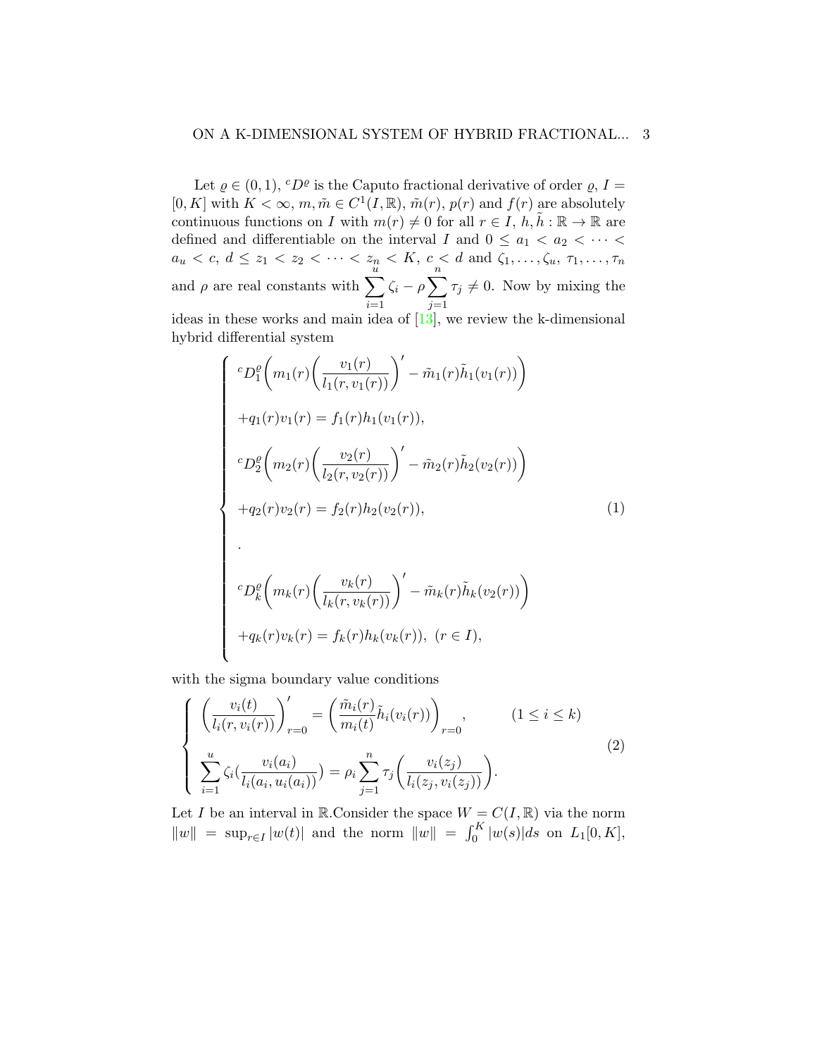Let $\varrho \in (0,1)$, ${}^cD^\varrho$ is the Caputo fractional derivative of order $\varrho$, $I = [0,K]$ with $K < \infty$, $m, \tilde{m} \in C^1(I,\mathbb{R})$, $\tilde{m}(r)$, $p(r)$ and $f(r)$ are absolutely continuous functions on $I$ with $m(r) \neq 0$ for all $r \in I$, $h, \tilde{h} : \mathbb{R} \to \mathbb{R}$ are defined and differentiable on the interval $I$ and $0 \leq a_1 < a_2 < \cdots < a_u < c$, $d \leq z_1 < z_2 < \cdots < z_n < K$, $c < d$ and $\zeta_1, \ldots, \zeta_u$, $\tau_1, \ldots, \tau_n$ and $\rho$ are real constants with $\sum_{i=1}^{u} \zeta_i - \rho \sum_{j=1}^{n} \tau_j \neq 0$. Now by mixing the ideas in these works and main idea of [13], we review the k-dimensional hybrid differential system

$$
\begin{cases}
{}^cD_1^\varrho\bigg(m_1(r)\bigg(\dfrac{v_1(r)}{l_1(r,v_1(r))}\bigg)' - \tilde{m}_1(r)\tilde{h}_1(v_1(r))\bigg) \\
+q_1(r)v_1(r) = f_1(r)h_1(v_1(r)), \\
{}^cD_2^\varrho\bigg(m_2(r)\bigg(\dfrac{v_2(r)}{l_2(r,v_2(r))}\bigg)' - \tilde{m}_2(r)\tilde{h}_2(v_2(r))\bigg) \\
+q_2(r)v_2(r) = f_2(r)h_2(v_2(r)), \\
. \\
{}^cD_k^\varrho\bigg(m_k(r)\bigg(\dfrac{v_k(r)}{l_k(r,v_k(r))}\bigg)' - \tilde{m}_k(r)\tilde{h}_k(v_2(r))\bigg) \\
+q_k(r)v_k(r) = f_k(r)h_k(v_k(r)), \ (r \in I),
\end{cases}
\tag{1}
$$

with the sigma boundary value conditions

$$
\begin{cases}
\bigg(\dfrac{v_i(t)}{l_i(r,v_i(r))}\bigg)'_{r=0} = \bigg(\dfrac{\tilde{m}_i(r)}{m_i(t)}\tilde{h}_i(v_i(r))\bigg)_{r=0}, \qquad (1 \leq i \leq k) \\
\displaystyle\sum_{i=1}^{u} \zeta_i\Big(\frac{v_i(a_i)}{l_i(a_i,u_i(a_i))}\Big) = \rho_i \sum_{j=1}^{n} \tau_j\bigg(\frac{v_i(z_j)}{l_i(z_j,v_i(z_j))}\bigg).
\end{cases}
\tag{2}
$$

Let $I$ be an interval in $\mathbb{R}$.Consider the space $W = C(I,\mathbb{R})$ via the norm $\|w\| = \sup_{r\in I}|w(t)|$ and the norm $\|w\| = \int_0^K |w(s)|ds$ on $L_1[0,K]$,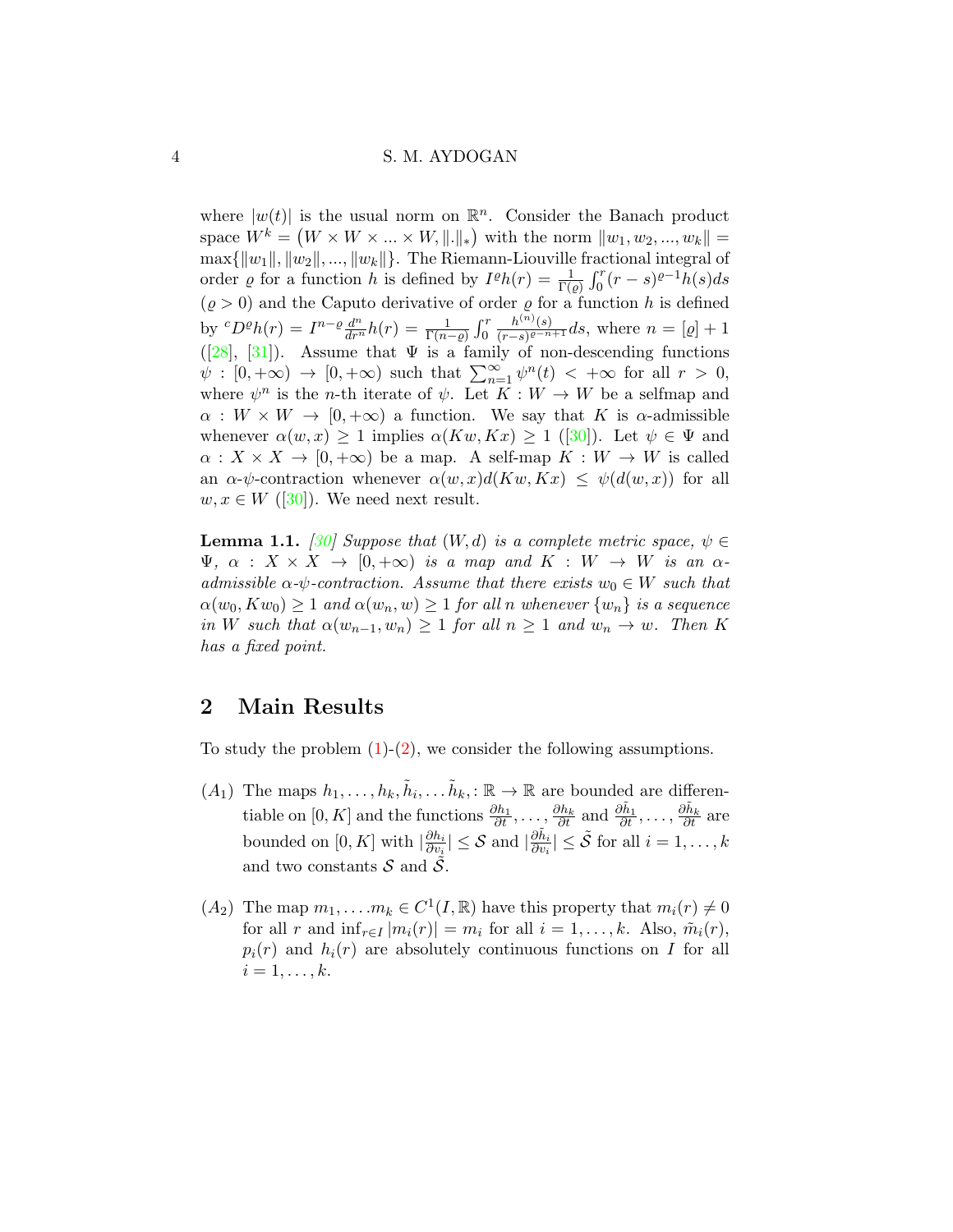where $|w(t)|$ is the usual norm on $\mathbb{R}^n$. Consider the Banach product space $W^k = (W \times W \times ... \times W, \|.\|_*)$ with the norm $\|w_1, w_2, ..., w_k\| = \max\{\|w_1\|, \|w_2\|, ..., \|w_k\|\}$. The Riemann-Liouville fractional integral of order $\varrho$ for a function $h$ is defined by $I^{\varrho}h(r) = \frac{1}{\Gamma(\varrho)}\int_0^r (r-s)^{\varrho-1}h(s)ds$ ($\varrho > 0$) and the Caputo derivative of order $\varrho$ for a function $h$ is defined by ${}^cD^{\varrho}h(r) = I^{n-\varrho}\frac{d^n}{dr^n}h(r) = \frac{1}{\Gamma(n-\varrho)}\int_0^r \frac{h^{(n)}(s)}{(r-s)^{\varrho-n+1}}ds$, where $n = [\varrho]+1$ ([28], [31]). Assume that $\Psi$ is a family of non-descending functions $\psi : [0, +\infty) \to [0, +\infty)$ such that $\sum_{n=1}^{\infty} \psi^n(t) < +\infty$ for all $r > 0$, where $\psi^n$ is the $n$-th iterate of $\psi$. Let $K : W \to W$ be a selfmap and $\alpha : W \times W \to [0, +\infty)$ a function. We say that $K$ is $\alpha$-admissible whenever $\alpha(w, x) \geq 1$ implies $\alpha(Kw, Kx) \geq 1$ ([30]). Let $\psi \in \Psi$ and $\alpha : X \times X \to [0, +\infty)$ be a map. A self-map $K : W \to W$ is called an $\alpha$-$\psi$-contraction whenever $\alpha(w, x)d(Kw, Kx) \leq \psi(d(w, x))$ for all $w, x \in W$ ([30]). We need next result.

**Lemma 1.1.** *[30] Suppose that $(W, d)$ is a complete metric space, $\psi \in \Psi$, $\alpha : X \times X \to [0, +\infty)$ is a map and $K : W \to W$ is an $\alpha$-admissible $\alpha$-$\psi$-contraction. Assume that there exists $w_0 \in W$ such that $\alpha(w_0, Kw_0) \geq 1$ and $\alpha(w_n, w) \geq 1$ for all $n$ whenever $\{w_n\}$ is a sequence in $W$ such that $\alpha(w_{n-1}, w_n) \geq 1$ for all $n \geq 1$ and $w_n \to w$. Then $K$ has a fixed point.*

## 2 Main Results

To study the problem (1)-(2), we consider the following assumptions.

($A_1$) The maps $h_1, \ldots, h_k, \tilde{h}_i, \ldots \tilde{h}_k, : \mathbb{R} \to \mathbb{R}$ are bounded are differentiable on $[0, K]$ and the functions $\frac{\partial h_1}{\partial t}, \ldots, \frac{\partial h_k}{\partial t}$ and $\frac{\partial \tilde{h}_1}{\partial t}, \ldots, \frac{\partial \tilde{h}_k}{\partial t}$ are bounded on $[0, K]$ with $|\frac{\partial h_i}{\partial v_i}| \leq \mathcal{S}$ and $|\frac{\partial \tilde{h}_i}{\partial v_i}| \leq \tilde{\mathcal{S}}$ for all $i = 1, \ldots, k$ and two constants $\mathcal{S}$ and $\tilde{\mathcal{S}}$.

($A_2$) The map $m_1, \ldots . m_k \in C^1(I, \mathbb{R})$ have this property that $m_i(r) \neq 0$ for all $r$ and $\inf_{r \in I} |m_i(r)| = m_i$ for all $i = 1, \ldots, k$. Also, $\tilde{m}_i(r)$, $p_i(r)$ and $h_i(r)$ are absolutely continuous functions on $I$ for all $i = 1, \ldots, k$.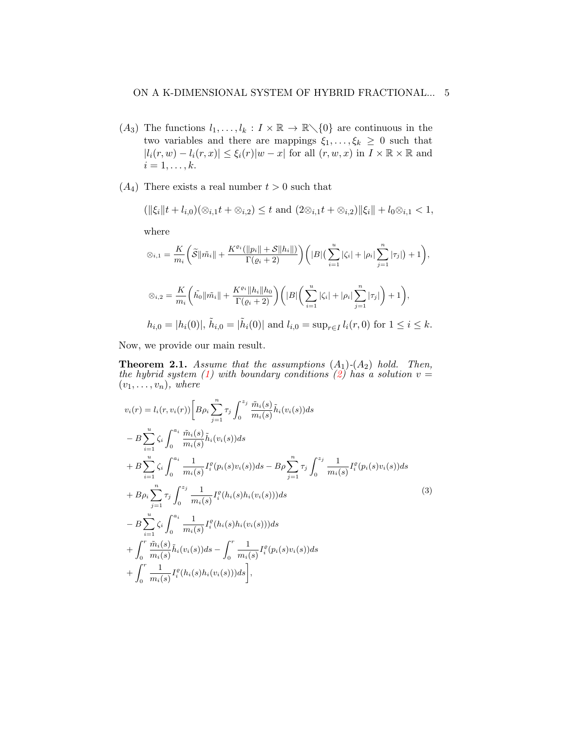($A_3$) The functions $l_1, \ldots, l_k : I \times \mathbb{R} \to \mathbb{R} \setminus \{0\}$ are continuous in the two variables and there are mappings $\xi_1, \ldots, \xi_k \geq 0$ such that $|l_i(r, w) - l_i(r, x)| \leq \xi_i(r)|w - x|$ for all $(r, w, x)$ in $I \times \mathbb{R} \times \mathbb{R}$ and $i = 1, \ldots, k$.

($A_4$) There exists a real number $t > 0$ such that

$$(\|\xi_i\| t + l_{i,0})(\otimes_{i,1} t + \otimes_{i,2}) \leq t \text{ and } (2\otimes_{i,1} t + \otimes_{i,2})\|\xi_i\| + l_0 \otimes_{i,1} < 1,$$

where

$$\otimes_{i,1} = \frac{K}{m_i}\left(\widetilde{\mathcal{S}}\|\tilde{m_i}\| + \frac{K^{\varrho_i}(\|p_i\| + \mathcal{S}\|h_i\|)}{\Gamma(\varrho_i + 2)}\right)\left(|B|\Big(\sum_{i=1}^{u}|\zeta_i| + |\rho_i|\sum_{j=1}^{n}|\tau_j|\Big) + 1\right),$$

$$\otimes_{i,2} = \frac{K}{m_i}\left(\tilde{h_0}\|\tilde{m_i}\| + \frac{K^{\varrho_i}\|h_i\|h_0}{\Gamma(\varrho_i + 2)}\right)\left(|B|\left(\sum_{i=1}^{u}|\zeta_i| + |\rho_i|\sum_{j=1}^{n}|\tau_j|\right) + 1\right),$$

$$h_{i,0} = |h_i(0)|,\ \tilde{h}_{i,0} = |\tilde{h}_i(0)| \text{ and } l_{i,0} = \sup_{r \in I} l_i(r, 0) \text{ for } 1 \leq i \leq k.$$

Now, we provide our main result.

**Theorem 2.1.** *Assume that the assumptions* ($A_1$)-($A_2$) *hold. Then, the hybrid system* (1) *with boundary conditions* (2) *has a solution* $v = (v_1, \ldots, v_n)$, *where*

$$\begin{aligned}
v_i(r) = {} & l_i(r, v_i(r))\Bigg[B\rho_i \sum_{j=1}^{n} \tau_j \int_0^{z_j} \frac{\tilde{m}_i(s)}{m_i(s)} \tilde{h}_i(v_i(s))ds \\
& - B\sum_{i=1}^{u} \zeta_i \int_0^{a_i} \frac{\tilde{m}_i(s)}{m_i(s)} \tilde{h}_i(v_i(s))ds \\
& + B\sum_{i=1}^{u} \zeta_i \int_0^{a_i} \frac{1}{m_i(s)} I_i^{\varrho}(p_i(s)v_i(s))ds - B\rho \sum_{j=1}^{n} \tau_j \int_0^{z_j} \frac{1}{m_i(s)} I_i^{\varrho}(p_i(s)v_i(s))ds \\
& + B\rho_i \sum_{j=1}^{n} \tau_j \int_0^{z_j} \frac{1}{m_i(s)} I_i^{\varrho}(h_i(s)h_i(v_i(s)))ds \\
& - B\sum_{i=1}^{u} \zeta_i \int_0^{a_i} \frac{1}{m_i(s)} I_i^{\varrho}(h_i(s)h_i(v_i(s)))ds \\
& + \int_0^{r} \frac{\tilde{m}_i(s)}{m_i(s)} \tilde{h}_i(v_i(s))ds - \int_0^{r} \frac{1}{m_i(s)} I_i^{\varrho}(p_i(s)v_i(s))ds \\
& + \int_0^{r} \frac{1}{m_i(s)} I_i^{\varrho}(h_i(s)h_i(v_i(s)))ds\Bigg],
\end{aligned} \tag{3}$$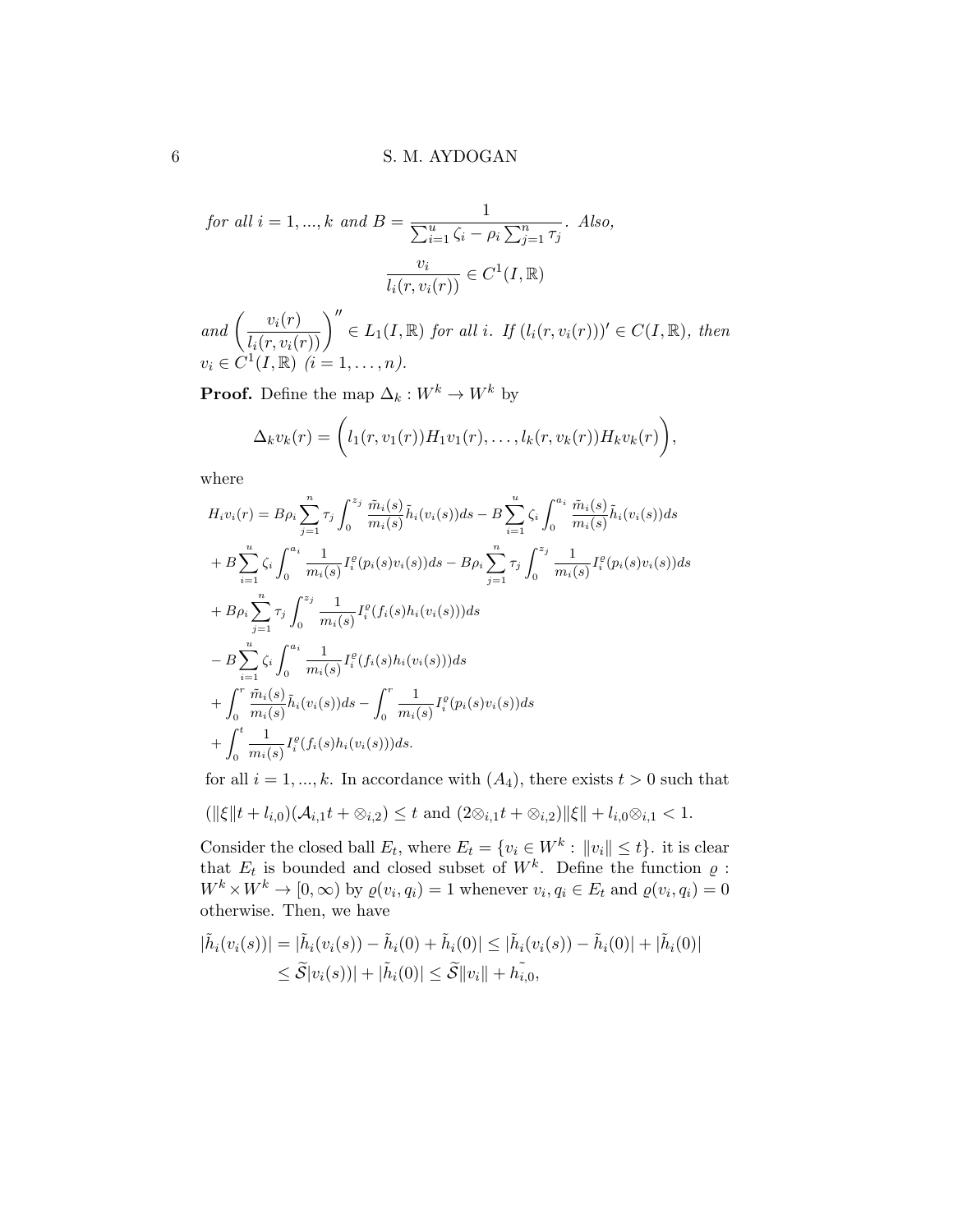*for all $i = 1, ..., k$ and $B = \dfrac{1}{\sum_{i=1}^{u} \zeta_i - \rho_i \sum_{j=1}^{n} \tau_j}$. Also,*

$$\frac{v_i}{l_i(r, v_i(r))} \in C^1(I, \mathbb{R})$$

*and $\left(\dfrac{v_i(r)}{l_i(r, v_i(r))}\right)'' \in L_1(I, \mathbb{R})$ for all $i$. If $(l_i(r, v_i(r)))' \in C(I, \mathbb{R})$, then $v_i \in C^1(I, \mathbb{R})$ $(i = 1, \ldots, n)$.*

**Proof.** Define the map $\Delta_k : W^k \to W^k$ by

$$\Delta_k v_k(r) = \bigg( l_1(r, v_1(r)) H_1 v_1(r), \ldots, l_k(r, v_k(r)) H_k v_k(r) \bigg),$$

where

$$\begin{aligned}
H_i v_i(r) &= B\rho_i \sum_{j=1}^{n} \tau_j \int_0^{z_j} \frac{\tilde{m}_i(s)}{m_i(s)} \tilde{h}_i(v_i(s)) ds - B \sum_{i=1}^{u} \zeta_i \int_0^{a_i} \frac{\tilde{m}_i(s)}{m_i(s)} \tilde{h}_i(v_i(s)) ds \\
&+ B \sum_{i=1}^{u} \zeta_i \int_0^{a_i} \frac{1}{m_i(s)} I_i^{\varrho}(p_i(s) v_i(s)) ds - B\rho_i \sum_{j=1}^{n} \tau_j \int_0^{z_j} \frac{1}{m_i(s)} I_i^{\varrho}(p_i(s) v_i(s)) ds \\
&+ B\rho_i \sum_{j=1}^{n} \tau_j \int_0^{z_j} \frac{1}{m_i(s)} I_i^{\varrho}(f_i(s) h_i(v_i(s))) ds \\
&- B \sum_{i=1}^{u} \zeta_i \int_0^{a_i} \frac{1}{m_i(s)} I_i^{\varrho}(f_i(s) h_i(v_i(s))) ds \\
&+ \int_0^{r} \frac{\tilde{m}_i(s)}{m_i(s)} \tilde{h}_i(v_i(s)) ds - \int_0^{r} \frac{1}{m_i(s)} I_i^{\varrho}(p_i(s) v_i(s)) ds \\
&+ \int_0^{t} \frac{1}{m_i(s)} I_i^{\varrho}(f_i(s) h_i(v_i(s))) ds.
\end{aligned}$$

for all $i = 1, ..., k$. In accordance with $(A_4)$, there exists $t > 0$ such that

$$(\|\xi\| t + l_{i,0})(\mathcal{A}_{i,1} t + \otimes_{i,2}) \leq t \text{ and } (2\otimes_{i,1} t + \otimes_{i,2})\|\xi\| + l_{i,0}\otimes_{i,1} < 1.$$

Consider the closed ball $E_t$, where $E_t = \{v_i \in W^k : \|v_i\| \leq t\}$. it is clear that $E_t$ is bounded and closed subset of $W^k$. Define the function $\varrho : W^k \times W^k \to [0, \infty)$ by $\varrho(v_i, q_i) = 1$ whenever $v_i, q_i \in E_t$ and $\varrho(v_i, q_i) = 0$ otherwise. Then, we have

$$\begin{aligned}
|\tilde{h}_i(v_i(s))| &= |\tilde{h}_i(v_i(s)) - \tilde{h}_i(0) + \tilde{h}_i(0)| \leq |\tilde{h}_i(v_i(s)) - \tilde{h}_i(0)| + |\tilde{h}_i(0)| \\
&\leq \widetilde{\mathcal{S}} |v_i(s))| + |\tilde{h}_i(0)| \leq \widetilde{\mathcal{S}} \|v_i\| + \tilde{h_{i,0}},
\end{aligned}$$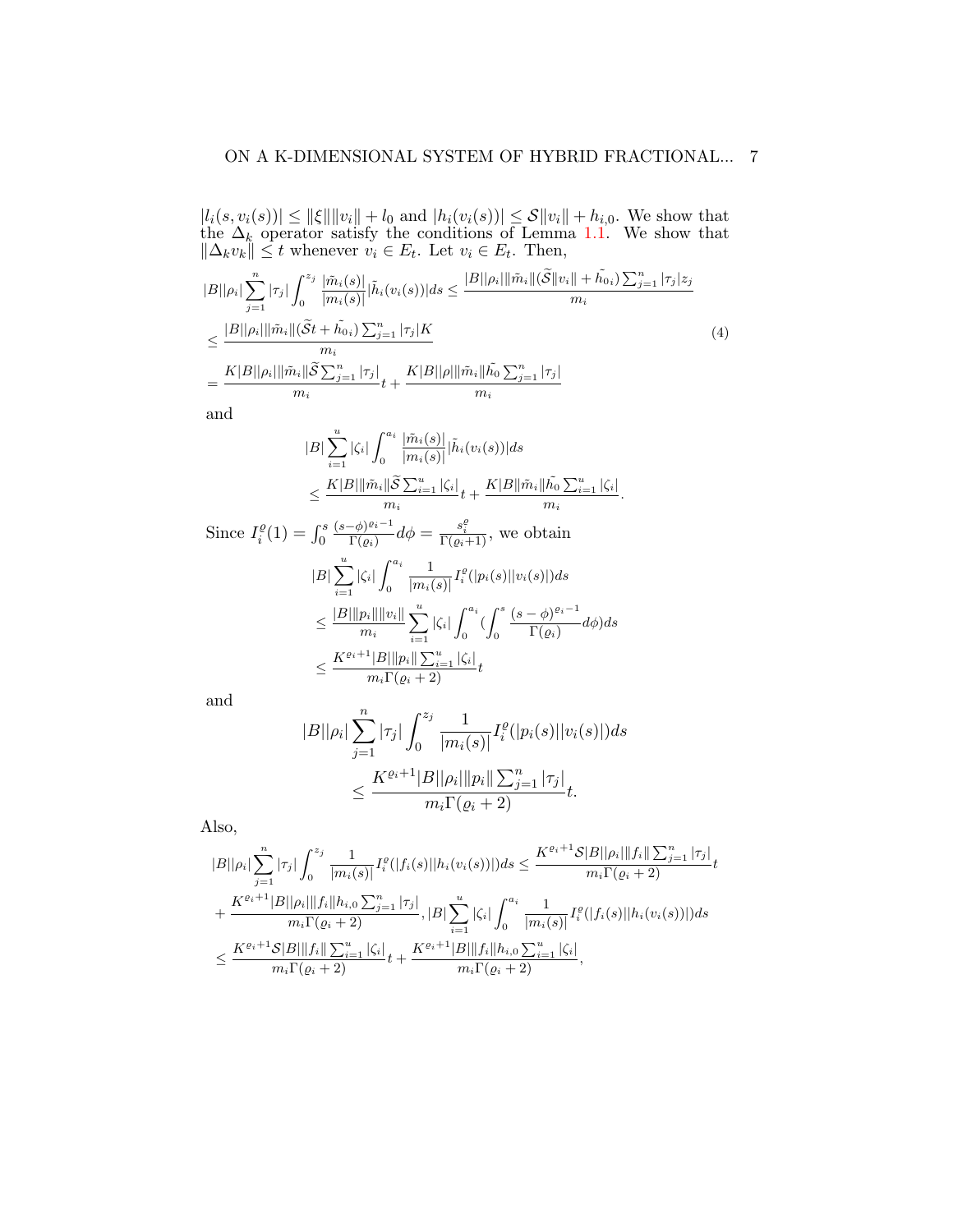$|l_i(s, v_i(s))| \leq \|\xi\|\|v_i\| + l_0$ and $|h_i(v_i(s))| \leq \mathcal{S}\|v_i\| + h_{i,0}$. We show that the $\Delta_k$ operator satisfy the conditions of Lemma 1.1. We show that $\|\Delta_k v_k\| \leq t$ whenever $v_i \in E_t$. Let $v_i \in E_t$. Then,

$$
\begin{aligned}
&|B||\rho_i|\sum_{j=1}^{n}|\tau_j|\int_0^{z_j}\frac{|\tilde{m}_i(s)|}{|m_i(s)|}|\tilde{h}_i(v_i(s))|ds \leq \frac{|B||\rho_i|\|\tilde{m}_i\|(\widetilde{\mathcal{S}}\|v_i\| + \tilde{h_{0i}})\sum_{j=1}^{n}|\tau_j|z_j}{m_i} \\
&\leq \frac{|B||\rho_i|\|\tilde{m}_i\|(\widetilde{\mathcal{S}}t + \tilde{h_{0i}})\sum_{j=1}^{n}|\tau_j|K}{m_i} \\
&= \frac{K|B||\rho_i|\|\tilde{m}_i\|\widetilde{\mathcal{S}}\sum_{j=1}^{n}|\tau_j|}{m_i}t + \frac{K|B||\rho|\|\tilde{m}_i\|\tilde{h_0}\sum_{j=1}^{n}|\tau_j|}{m_i}
\end{aligned} \tag{4}
$$

and

$$
\begin{aligned}
&|B|\sum_{i=1}^{u}|\zeta_i|\int_0^{a_i}\frac{|\tilde{m}_i(s)|}{|m_i(s)|}|\tilde{h}_i(v_i(s))|ds \\
&\leq \frac{K|B|\|\tilde{m}_i\|\widetilde{\mathcal{S}}\sum_{i=1}^{u}|\zeta_i|}{m_i}t + \frac{K|B|\|\tilde{m}_i\|\tilde{h_0}\sum_{i=1}^{u}|\zeta_i|}{m_i}.
\end{aligned}
$$

Since $I_i^{\varrho}(1) = \int_0^s \frac{(s-\phi)^{\varrho_i - 1}}{\Gamma(\varrho_i)}d\phi = \frac{s_i^{\varrho}}{\Gamma(\varrho_i + 1)}$, we obtain

$$
\begin{aligned}
&|B|\sum_{i=1}^{u}|\zeta_i|\int_0^{a_i}\frac{1}{|m_i(s)|}I_i^{\varrho}(|p_i(s)||v_i(s)|)ds \\
&\leq \frac{|B|\|p_i\|\|v_i\|}{m_i}\sum_{i=1}^{u}|\zeta_i|\int_0^{a_i}\left(\int_0^s\frac{(s-\phi)^{\varrho_i - 1}}{\Gamma(\varrho_i)}d\phi\right)ds \\
&\leq \frac{K^{\varrho_i + 1}|B|\|p_i\|\sum_{i=1}^{u}|\zeta_i|}{m_i\Gamma(\varrho_i + 2)}t
\end{aligned}
$$

and

$$
\begin{aligned}
&|B||\rho_i|\sum_{j=1}^{n}|\tau_j|\int_0^{z_j}\frac{1}{|m_i(s)|}I_i^{\varrho}(|p_i(s)||v_i(s)|)ds \\
&\leq \frac{K^{\varrho_i + 1}|B||\rho_i|\|p_i\|\sum_{j=1}^{n}|\tau_j|}{m_i\Gamma(\varrho_i + 2)}t.
\end{aligned}
$$

Also,

$$
\begin{aligned}
&|B||\rho_i|\sum_{j=1}^{n}|\tau_j|\int_0^{z_j}\frac{1}{|m_i(s)|}I_i^{\varrho}(|f_i(s)||h_i(v_i(s))|)ds \leq \frac{K^{\varrho_i + 1}\mathcal{S}|B||\rho_i|\|f_i\|\sum_{j=1}^{n}|\tau_j|}{m_i\Gamma(\varrho_i + 2)}t \\
&+ \frac{K^{\varrho_i + 1}|B||\rho_i|\|f_i\|h_{i,0}\sum_{j=1}^{n}|\tau_j|}{m_i\Gamma(\varrho_i + 2)}, |B|\sum_{i=1}^{u}|\zeta_i|\int_0^{a_i}\frac{1}{|m_i(s)|}I_i^{\varrho}(|f_i(s)||h_i(v_i(s))|)ds \\
&\leq \frac{K^{\varrho_i + 1}\mathcal{S}|B|\|f_i\|\sum_{i=1}^{u}|\zeta_i|}{m_i\Gamma(\varrho_i + 2)}t + \frac{K^{\varrho_i + 1}|B|\|f_i\|h_{i,0}\sum_{i=1}^{u}|\zeta_i|}{m_i\Gamma(\varrho_i + 2)},
\end{aligned}
$$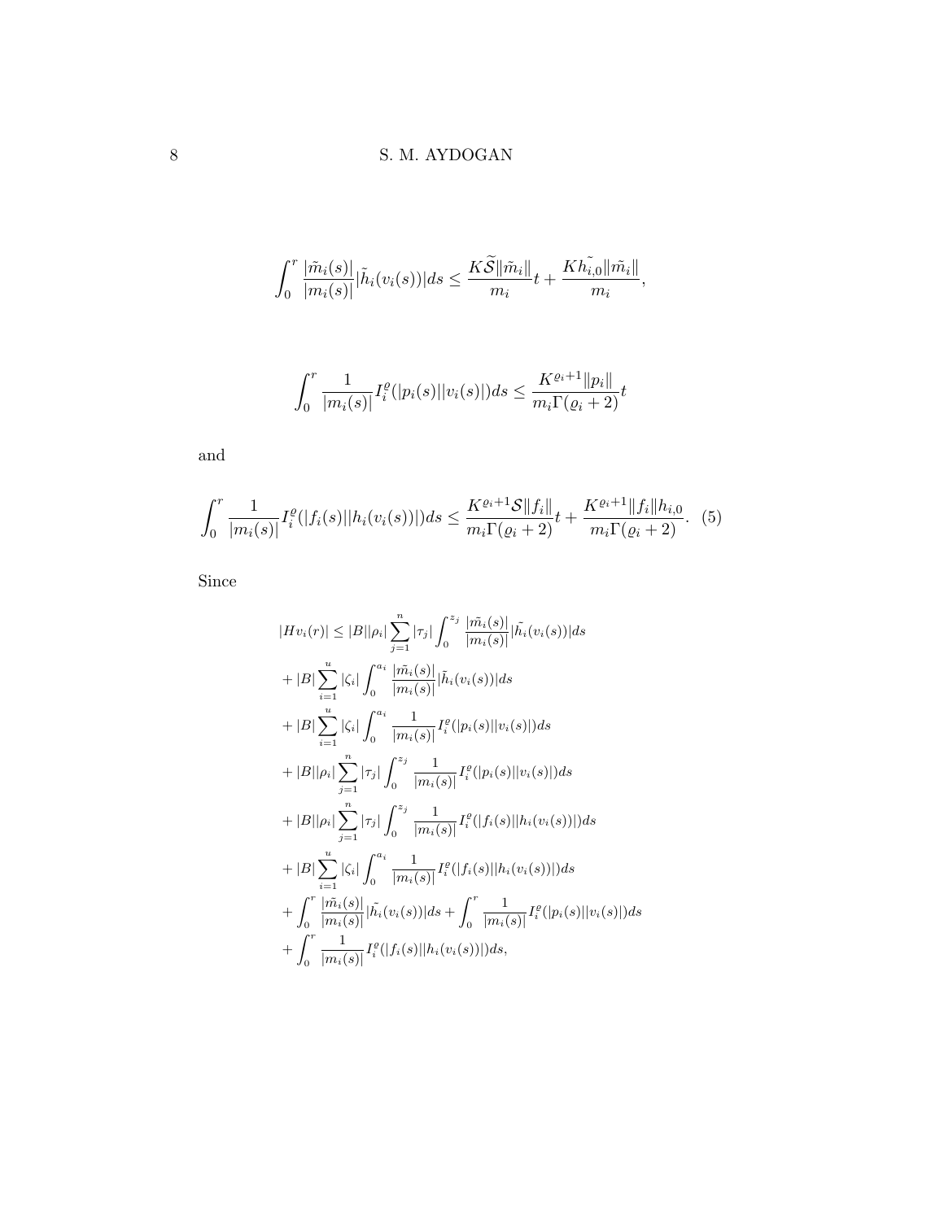$$\int_0^r \frac{|\tilde{m}_i(s)|}{|m_i(s)|}|\tilde{h}_i(v_i(s))|ds \leq \frac{K\widetilde{\mathcal{S}}\|\tilde{m}_i\|}{m_i}t + \frac{K\tilde{h_{i,0}}\|\tilde{m}_i\|}{m_i},$$

$$\int_0^r \frac{1}{|m_i(s)|}I_i^{\varrho}(|p_i(s)||v_i(s)|)ds \leq \frac{K^{\varrho_i+1}\|p_i\|}{m_i\Gamma(\varrho_i+2)}t$$

and

$$\int_0^r \frac{1}{|m_i(s)|}I_i^{\varrho}(|f_i(s)||h_i(v_i(s))|)ds \leq \frac{K^{\varrho_i+1}\mathcal{S}\|f_i\|}{m_i\Gamma(\varrho_i+2)}t + \frac{K^{\varrho_i+1}\|f_i\|h_{i,0}}{m_i\Gamma(\varrho_i+2)}. \quad (5)$$

Since

$$\begin{aligned}
|Hv_i(r)| &\leq |B||\rho_i|\sum_{j=1}^{n}|\tau_j|\int_0^{z_j}\frac{|\tilde{m}_i(s)|}{|m_i(s)|}|\tilde{h_i}(v_i(s))|ds \\
&+ |B|\sum_{i=1}^{u}|\zeta_i|\int_0^{a_i}\frac{|\tilde{m}_i(s)|}{|m_i(s)|}|\tilde{h}_i(v_i(s))|ds \\
&+ |B|\sum_{i=1}^{u}|\zeta_i|\int_0^{a_i}\frac{1}{|m_i(s)|}I_i^{\varrho}(|p_i(s)||v_i(s)|)ds \\
&+ |B||\rho_i|\sum_{j=1}^{n}|\tau_j|\int_0^{z_j}\frac{1}{|m_i(s)|}I_i^{\varrho}(|p_i(s)||v_i(s)|)ds \\
&+ |B||\rho_i|\sum_{j=1}^{n}|\tau_j|\int_0^{z_j}\frac{1}{|m_i(s)|}I_i^{\varrho}(|f_i(s)||h_i(v_i(s))|)ds \\
&+ |B|\sum_{i=1}^{u}|\zeta_i|\int_0^{a_i}\frac{1}{|m_i(s)|}I_i^{\varrho}(|f_i(s)||h_i(v_i(s))|)ds \\
&+ \int_0^r\frac{|\tilde{m}_i(s)|}{|m_i(s)|}|\tilde{h_i}(v_i(s))|ds + \int_0^r\frac{1}{|m_i(s)|}I_i^{\varrho}(|p_i(s)||v_i(s)|)ds \\
&+ \int_0^r\frac{1}{|m_i(s)|}I_i^{\varrho}(|f_i(s)||h_i(v_i(s))|)ds,
\end{aligned}$$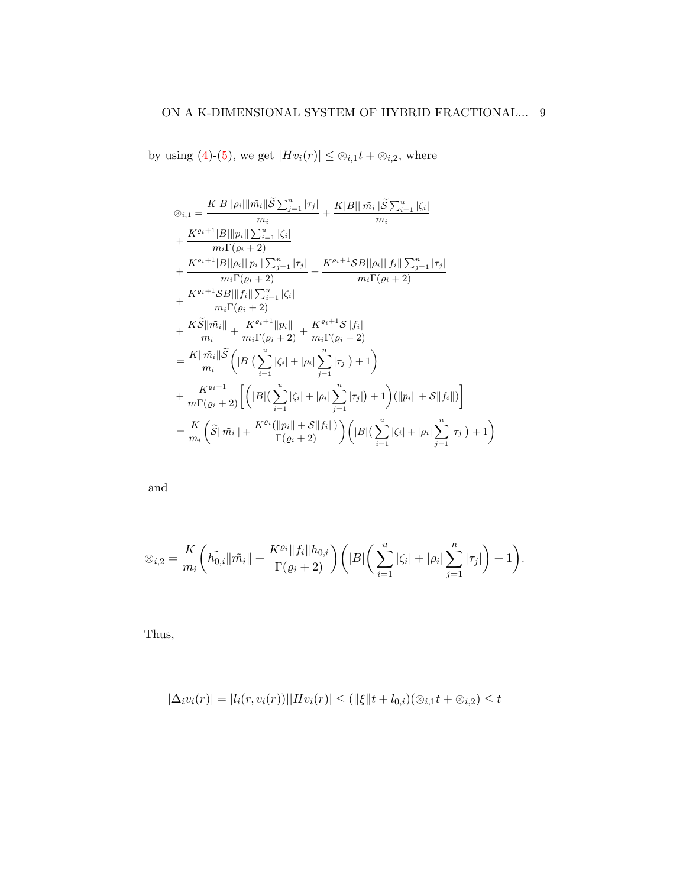by using (4)-(5), we get $|Hv_i(r)| \leq \otimes_{i,1} t + \otimes_{i,2}$, where

$$
\begin{aligned}
\otimes_{i,1} &= \frac{K|B||\rho_i|\|\tilde{m_i}\|\widetilde{\mathcal{S}}\sum_{j=1}^{n}|\tau_j|}{m_i} + \frac{K|B|\|\tilde{m_i}\|\widetilde{\mathcal{S}}\sum_{i=1}^{u}|\zeta_i|}{m_i} \\
&+ \frac{K^{\varrho_i+1}|B|\|p_i\|\sum_{i=1}^{u}|\zeta_i|}{m_i\Gamma(\varrho_i+2)} \\
&+ \frac{K^{\varrho_i+1}|B||\rho_i|\|p_i\|\sum_{j=1}^{n}|\tau_j|}{m_i\Gamma(\varrho_i+2)} + \frac{K^{\varrho_i+1}\mathcal{S}B||\rho_i|\|f_i\|\sum_{j=1}^{n}|\tau_j|}{m_i\Gamma(\varrho_i+2)} \\
&+ \frac{K^{\varrho_i+1}\mathcal{S}B|\|f_i\|\sum_{i=1}^{u}|\zeta_i|}{m_i\Gamma(\varrho_i+2)} \\
&+ \frac{K\widetilde{\mathcal{S}}\|\tilde{m_i}\|}{m_i} + \frac{K^{\varrho_i+1}\|p_i\|}{m_i\Gamma(\varrho_i+2)} + \frac{K^{\varrho_i+1}\mathcal{S}\|f_i\|}{m_i\Gamma(\varrho_i+2)} \\
&= \frac{K\|\tilde{m_i}\|\widetilde{\mathcal{S}}}{m_i}\bigg(|B|\big(\sum_{i=1}^{u}|\zeta_i| + |\rho_i|\sum_{j=1}^{n}|\tau_j|\big) + 1\bigg) \\
&+ \frac{K^{\varrho_i+1}}{m\Gamma(\varrho_i+2)}\bigg[\bigg(|B|\big(\sum_{i=1}^{u}|\zeta_i| + |\rho_i|\sum_{j=1}^{n}|\tau_j|\big) + 1\bigg)(\|p_i\| + \mathcal{S}\|f_i\|)\bigg] \\
&= \frac{K}{m_i}\bigg(\widetilde{\mathcal{S}}\|\tilde{m_i}\| + \frac{K^{\varrho_i}(\|p_i\| + \mathcal{S}\|f_i\|)}{\Gamma(\varrho_i+2)}\bigg)\bigg(|B|\big(\sum_{i=1}^{u}|\zeta_i| + |\rho_i|\sum_{j=1}^{n}|\tau_j|\big) + 1\bigg)
\end{aligned}
$$

and

$$
\otimes_{i,2} = \frac{K}{m_i}\bigg(\tilde{h_{0,i}}\|\tilde{m_i}\| + \frac{K^{\varrho_i}\|f_i\|h_{0,i}}{\Gamma(\varrho_i+2)}\bigg)\bigg(|B|\bigg(\sum_{i=1}^{u}|\zeta_i| + |\rho_i|\sum_{j=1}^{n}|\tau_j|\bigg) + 1\bigg).
$$

Thus,

$$
|\Delta_i v_i(r)| = |l_i(r, v_i(r))||Hv_i(r)| \leq (\|\xi\|t + l_{0,i})(\otimes_{i,1}t + \otimes_{i,2}) \leq t
$$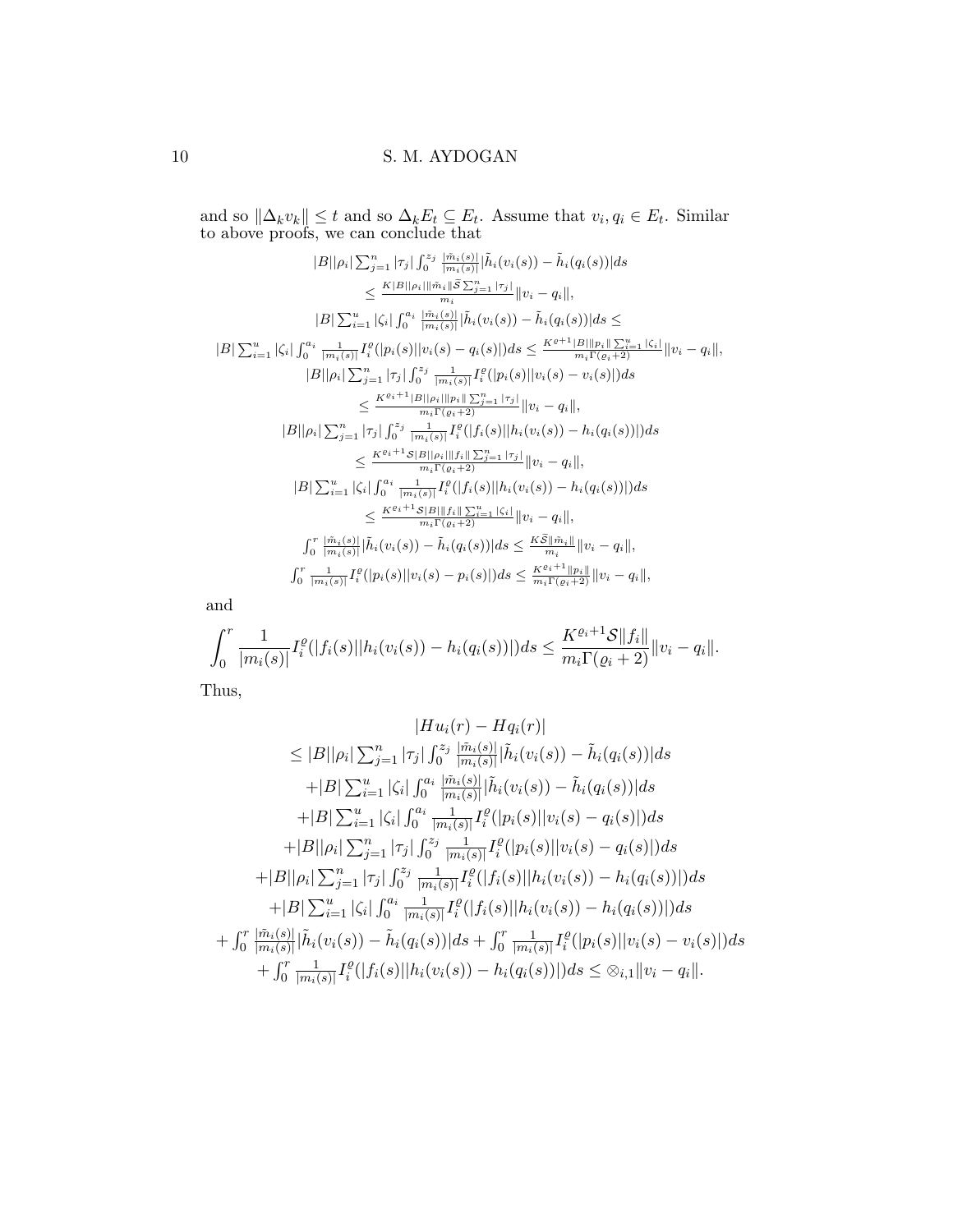and so $\|\Delta_k v_k\| \leq t$ and so $\Delta_k E_t \subseteq E_t$. Assume that $v_i, q_i \in E_t$. Similar to above proofs, we can conclude that

$$|B||\rho_i| \sum_{j=1}^{n} |\tau_j| \int_0^{z_j} \frac{|\tilde{m}_i(s)|}{|m_i(s)|} |\tilde{h}_i(v_i(s)) - \tilde{h}_i(q_i(s))| ds$$

$$\leq \frac{K|B||\rho_i|\|\tilde{m}_i\| \bar{\mathcal{S}} \sum_{j=1}^{n} |\tau_j|}{m_i} \|v_i - q_i\|,$$

$$|B| \sum_{i=1}^{u} |\zeta_i| \int_0^{a_i} \frac{|\tilde{m}_i(s)|}{|m_i(s)|} |\tilde{h}_i(v_i(s)) - \tilde{h}_i(q_i(s))| ds \leq$$

$$|B| \sum_{i=1}^{u} |\zeta_i| \int_0^{a_i} \frac{1}{|m_i(s)|} I_i^{\varrho}(|p_i(s)||v_i(s) - q_i(s)|) ds \leq \frac{K^{\varrho+1}|B|\|p_i\| \sum_{i=1}^{u} |\zeta_i|}{m_i \Gamma(\varrho_i + 2)} \|v_i - q_i\|,$$

$$|B||\rho_i| \sum_{j=1}^{n} |\tau_j| \int_0^{z_j} \frac{1}{|m_i(s)|} I_i^{\varrho}(|p_i(s)||v_i(s) - v_i(s)|) ds$$

$$\leq \frac{K^{\varrho_i+1}|B||\rho_i|\|p_i\| \sum_{j=1}^{n} |\tau_j|}{m_i \Gamma(\varrho_i + 2)} \|v_i - q_i\|,$$

$$|B||\rho_i| \sum_{j=1}^{n} |\tau_j| \int_0^{z_j} \frac{1}{|m_i(s)|} I_i^{\varrho}(|f_i(s)||h_i(v_i(s)) - h_i(q_i(s))|) ds$$

$$\leq \frac{K^{\varrho_i+1}\mathcal{S}|B||\rho_i|\|f_i\| \sum_{j=1}^{n} |\tau_j|}{m_i \Gamma(\varrho_i + 2)} \|v_i - q_i\|,$$

$$|B| \sum_{i=1}^{u} |\zeta_i| \int_0^{a_i} \frac{1}{|m_i(s)|} I_i^{\varrho}(|f_i(s)||h_i(v_i(s)) - h_i(q_i(s))|) ds$$

$$\leq \frac{K^{\varrho_i+1}\mathcal{S}|B|\|f_i\| \sum_{i=1}^{u} |\zeta_i|}{m_i \Gamma(\varrho_i + 2)} \|v_i - q_i\|,$$

$$\int_0^r \frac{|\tilde{m}_i(s)|}{|m_i(s)|} |\tilde{h}_i(v_i(s)) - \tilde{h}_i(q_i(s))| ds \leq \frac{K\bar{\mathcal{S}}\|\tilde{m}_i\|}{m_i} \|v_i - q_i\|,$$

$$\int_0^r \frac{1}{|m_i(s)|} I_i^{\varrho}(|p_i(s)||v_i(s) - p_i(s)|) ds \leq \frac{K^{\varrho_i+1}\|p_i\|}{m_i \Gamma(\varrho_i + 2)} \|v_i - q_i\|,$$

and

$$\int_0^r \frac{1}{|m_i(s)|} I_i^{\varrho}(|f_i(s)||h_i(v_i(s)) - h_i(q_i(s))|) ds \leq \frac{K^{\varrho_i+1}\mathcal{S}\|f_i\|}{m_i \Gamma(\varrho_i + 2)} \|v_i - q_i\|.$$

Thus,

$$\begin{aligned}
&|Hu_i(r) - Hq_i(r)| \\
&\leq |B||\rho_i| \sum_{j=1}^{n} |\tau_j| \int_0^{z_j} \frac{|\tilde{m}_i(s)|}{|m_i(s)|} |\tilde{h}_i(v_i(s)) - \tilde{h}_i(q_i(s))| ds \\
&+ |B| \sum_{i=1}^{u} |\zeta_i| \int_0^{a_i} \frac{|\tilde{m}_i(s)|}{|m_i(s)|} |\tilde{h}_i(v_i(s)) - \tilde{h}_i(q_i(s))| ds \\
&+ |B| \sum_{i=1}^{u} |\zeta_i| \int_0^{a_i} \frac{1}{|m_i(s)|} I_i^{\varrho}(|p_i(s)||v_i(s) - q_i(s)|) ds \\
&+ |B||\rho_i| \sum_{j=1}^{n} |\tau_j| \int_0^{z_j} \frac{1}{|m_i(s)|} I_i^{\varrho}(|p_i(s)||v_i(s) - q_i(s)|) ds \\
&+ |B||\rho_i| \sum_{j=1}^{n} |\tau_j| \int_0^{z_j} \frac{1}{|m_i(s)|} I_i^{\varrho}(|f_i(s)||h_i(v_i(s)) - h_i(q_i(s))|) ds \\
&+ |B| \sum_{i=1}^{u} |\zeta_i| \int_0^{a_i} \frac{1}{|m_i(s)|} I_i^{\varrho}(|f_i(s)||h_i(v_i(s)) - h_i(q_i(s))|) ds \\
&+ \int_0^r \frac{|\tilde{m}_i(s)|}{|m_i(s)|} |\tilde{h}_i(v_i(s)) - \tilde{h}_i(q_i(s))| ds + \int_0^r \frac{1}{|m_i(s)|} I_i^{\varrho}(|p_i(s)||v_i(s) - v_i(s)|) ds \\
&+ \int_0^r \frac{1}{|m_i(s)|} I_i^{\varrho}(|f_i(s)||h_i(v_i(s)) - h_i(q_i(s))|) ds \leq \otimes_{i,1} \|v_i - q_i\|.
\end{aligned}$$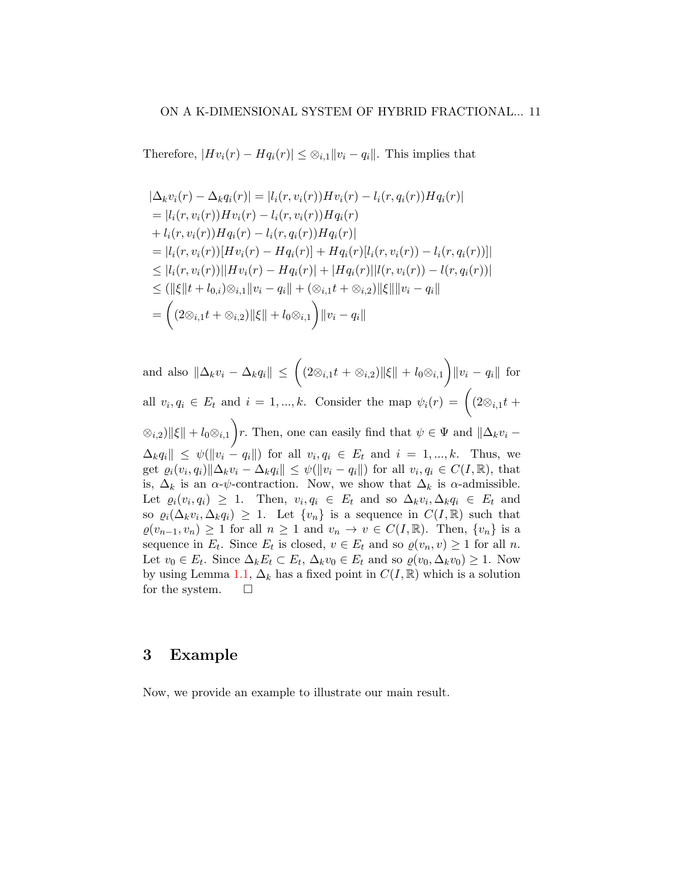Therefore, $|Hv_i(r) - Hq_i(r)| \leq \otimes_{i,1}\|v_i - q_i\|$. This implies that

$$
\begin{aligned}
&|\Delta_k v_i(r) - \Delta_k q_i(r)| = |l_i(r, v_i(r))Hv_i(r) - l_i(r, q_i(r))Hq_i(r)| \\
&= |l_i(r, v_i(r))Hv_i(r) - l_i(r, v_i(r))Hq_i(r) \\
&+ l_i(r, v_i(r))Hq_i(r) - l_i(r, q_i(r))Hq_i(r)| \\
&= |l_i(r, v_i(r))[Hv_i(r) - Hq_i(r)] + Hq_i(r)[l_i(r, v_i(r)) - l_i(r, q_i(r))]| \\
&\leq |l_i(r, v_i(r))||Hv_i(r) - Hq_i(r)| + |Hq_i(r)||l(r, v_i(r)) - l(r, q_i(r))| \\
&\leq (\|\xi\|t + l_{0,i})\otimes_{i,1}\|v_i - q_i\| + (\otimes_{i,1}t + \otimes_{i,2})\|\xi\|\|v_i - q_i\| \\
&= \bigg((2\otimes_{i,1}t + \otimes_{i,2})\|\xi\| + l_0\otimes_{i,1}\bigg)\|v_i - q_i\|
\end{aligned}
$$

and also $\|\Delta_k v_i - \Delta_k q_i\| \leq \bigg((2\otimes_{i,1}t + \otimes_{i,2})\|\xi\| + l_0\otimes_{i,1}\bigg)\|v_i - q_i\|$ for all $v_i, q_i \in E_t$ and $i = 1, ..., k$. Consider the map $\psi_i(r) = \bigg((2\otimes_{i,1}t + \otimes_{i,2})\|\xi\| + l_0\otimes_{i,1}\bigg)r$. Then, one can easily find that $\psi \in \Psi$ and $\|\Delta_k v_i - \Delta_k q_i\| \leq \psi(\|v_i - q_i\|)$ for all $v_i, q_i \in E_t$ and $i = 1, ..., k$. Thus, we get $\varrho_i(v_i, q_i)\|\Delta_k v_i - \Delta_k q_i\| \leq \psi(\|v_i - q_i\|)$ for all $v_i, q_i \in C(I, \mathbb{R})$, that is, $\Delta_k$ is an $\alpha$-$\psi$-contraction. Now, we show that $\Delta_k$ is $\alpha$-admissible. Let $\varrho_i(v_i, q_i) \geq 1$. Then, $v_i, q_i \in E_t$ and so $\Delta_k v_i, \Delta_k q_i \in E_t$ and so $\varrho_i(\Delta_k v_i, \Delta_k q_i) \geq 1$. Let $\{v_n\}$ is a sequence in $C(I, \mathbb{R})$ such that $\varrho(v_{n-1}, v_n) \geq 1$ for all $n \geq 1$ and $v_n \to v \in C(I, \mathbb{R})$. Then, $\{v_n\}$ is a sequence in $E_t$. Since $E_t$ is closed, $v \in E_t$ and so $\varrho(v_n, v) \geq 1$ for all $n$. Let $v_0 \in E_t$. Since $\Delta_k E_t \subset E_t$, $\Delta_k v_0 \in E_t$ and so $\varrho(v_0, \Delta_k v_0) \geq 1$. Now by using Lemma 1.1, $\Delta_k$ has a fixed point in $C(I, \mathbb{R})$ which is a solution for the system. $\square$

## 3 Example

Now, we provide an example to illustrate our main result.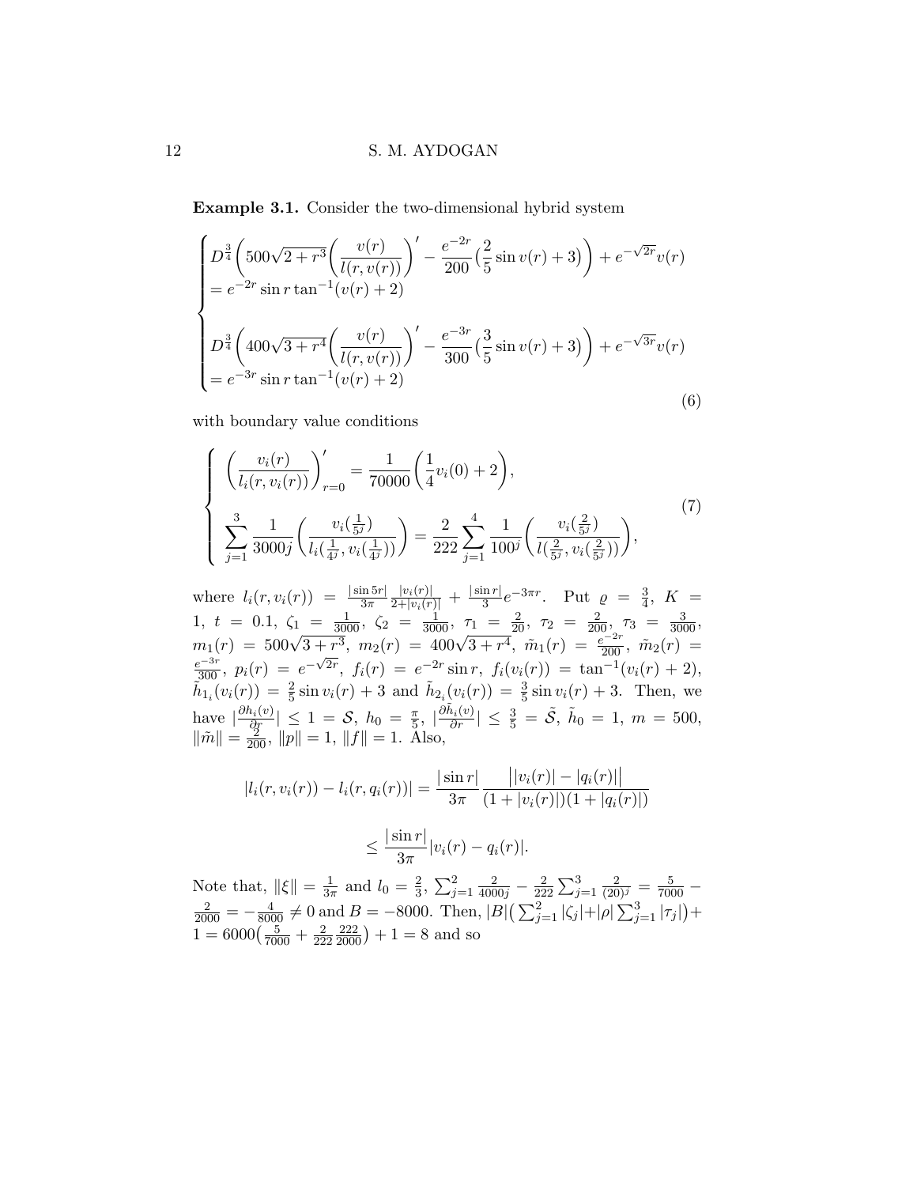**Example 3.1.** Consider the two-dimensional hybrid system

$$
\begin{cases}
D^{\frac{3}{4}}\bigg(500\sqrt{2+r^3}\bigg(\dfrac{v(r)}{l(r,v(r))}\bigg)' - \dfrac{e^{-2r}}{200}\big(\dfrac{2}{5}\sin v(r)+3\big)\bigg) + e^{-\sqrt{2r}}v(r) \\
= e^{-2r}\sin r\tan^{-1}(v(r)+2) \\
\\
D^{\frac{3}{4}}\bigg(400\sqrt{3+r^4}\bigg(\dfrac{v(r)}{l(r,v(r))}\bigg)' - \dfrac{e^{-3r}}{300}\big(\dfrac{3}{5}\sin v(r)+3\big)\bigg) + e^{-\sqrt{3r}}v(r) \\
= e^{-3r}\sin r\tan^{-1}(v(r)+2)
\end{cases}
\tag{6}
$$

with boundary value conditions

$$
\begin{cases}
\bigg(\dfrac{v_i(r)}{l_i(r,v_i(r))}\bigg)'_{r=0} = \dfrac{1}{70000}\bigg(\dfrac{1}{4}v_i(0)+2\bigg), \\
\displaystyle\sum_{j=1}^{3}\frac{1}{3000j}\bigg(\frac{v_i(\frac{1}{5^j})}{l_i(\frac{1}{4^j},v_i(\frac{1}{4^j}))}\bigg) = \frac{2}{222}\sum_{j=1}^{4}\frac{1}{100^j}\bigg(\frac{v_i(\frac{2}{5^j})}{l(\frac{2}{5^j},v_i(\frac{2}{5^j}))}\bigg),
\end{cases}
\tag{7}
$$

where $l_i(r,v_i(r)) = \frac{|\sin 5r|}{3\pi}\frac{|v_i(r)|}{2+|v_i(r)|} + \frac{|\sin r|}{3}e^{-3\pi r}$. Put $\varrho = \frac{3}{4}$, $K = 1$, $t = 0.1$, $\zeta_1 = \frac{1}{3000}$, $\zeta_2 = \frac{1}{3000}$, $\tau_1 = \frac{2}{20}$, $\tau_2 = \frac{2}{200}$, $\tau_3 = \frac{3}{3000}$, $m_1(r) = 500\sqrt{3+r^3}$, $m_2(r) = 400\sqrt{3+r^4}$, $\tilde{m}_1(r) = \frac{e^{-2r}}{200}$, $\tilde{m}_2(r) = \frac{e^{-3r}}{300}$, $p_i(r) = e^{-\sqrt{2r}}$, $f_i(r) = e^{-2r}\sin r$, $f_i(v_i(r)) = \tan^{-1}(v_i(r)+2)$, $\tilde{h}_{1_i}(v_i(r)) = \frac{2}{5}\sin v_i(r)+3$ and $\tilde{h}_{2_i}(v_i(r)) = \frac{3}{5}\sin v_i(r)+3$. Then, we have $|\frac{\partial h_i(v)}{\partial r}| \leq 1 = \mathcal{S}$, $h_0 = \frac{\pi}{5}$, $|\frac{\partial \tilde{h}_i(v)}{\partial r}| \leq \frac{3}{5} = \tilde{\mathcal{S}}$, $\tilde{h}_0 = 1$, $m = 500$, $\|\tilde{m}\| = \frac{2}{200}$, $\|p\| = 1$, $\|f\| = 1$. Also,

$$
|l_i(r,v_i(r)) - l_i(r,q_i(r))| = \frac{|\sin r|}{3\pi}\frac{\big||v_i(r)|-|q_i(r)|\big|}{(1+|v_i(r)|)(1+|q_i(r)|)}
$$

$$
\leq \frac{|\sin r|}{3\pi}|v_i(r)-q_i(r)|.
$$

Note that, $\|\xi\| = \frac{1}{3\pi}$ and $l_0 = \frac{2}{3}$, $\sum_{j=1}^{2}\frac{2}{4000j} - \frac{2}{222}\sum_{j=1}^{3}\frac{2}{(20)^j} = \frac{5}{7000} - \frac{2}{2000} = -\frac{4}{8000} \neq 0$ and $B = -8000$. Then, $|B|\big(\sum_{j=1}^{2}|\zeta_j| + |\rho|\sum_{j=1}^{3}|\tau_j|\big) + 1 = 6000\big(\frac{5}{7000} + \frac{2}{222}\frac{222}{2000}\big) + 1 = 8$ and so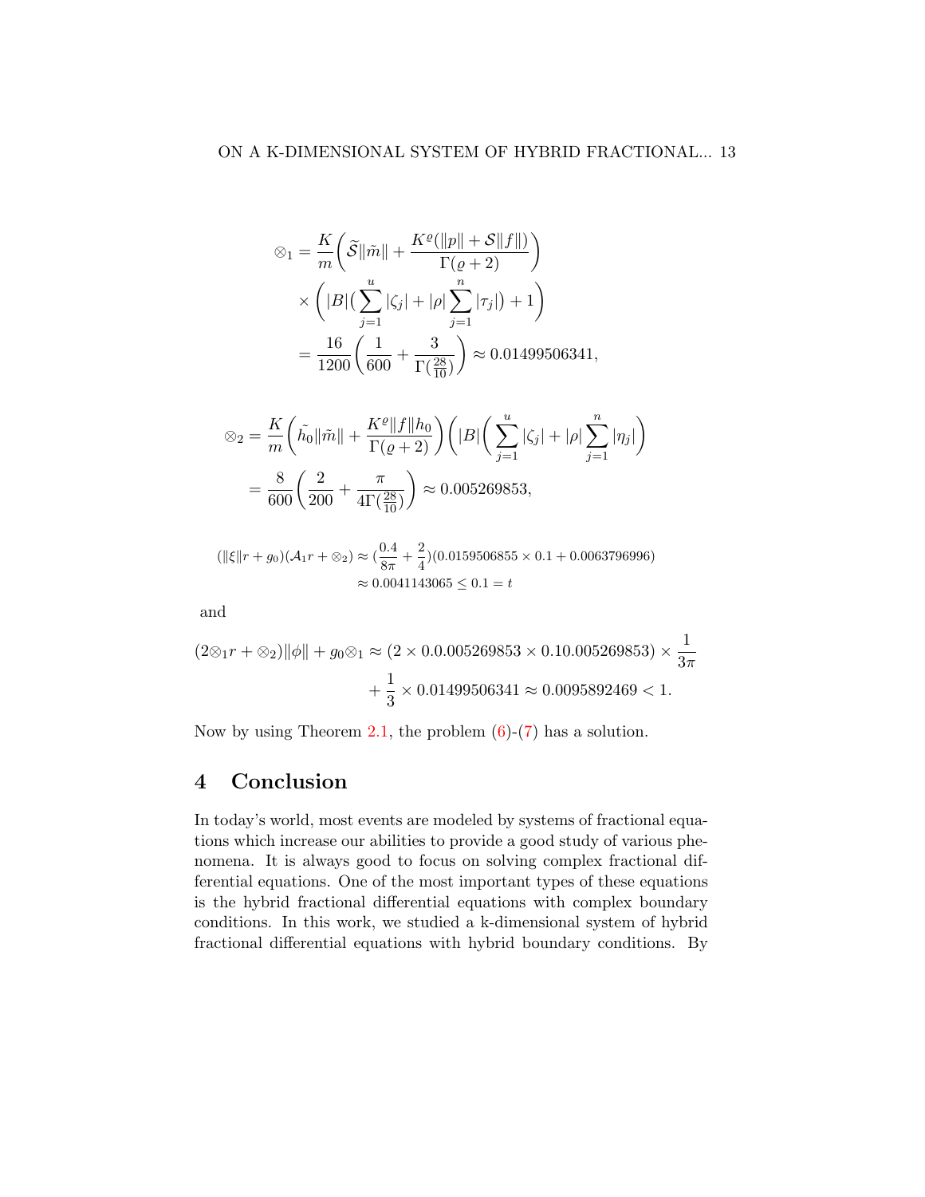$$
\begin{aligned}
\otimes_1 &= \frac{K}{m}\bigg(\widetilde{\mathcal{S}}\|\tilde{m}\| + \frac{K^{\varrho}(\|p\| + \mathcal{S}\|f\|)}{\Gamma(\varrho+2)}\bigg) \\
&\quad \times \bigg(|B|\big(\sum_{j=1}^{u}|\zeta_j| + |\rho|\sum_{j=1}^{n}|\tau_j|\big) + 1\bigg) \\
&= \frac{16}{1200}\bigg(\frac{1}{600} + \frac{3}{\Gamma(\frac{28}{10})}\bigg) \approx 0.01499506341,
\end{aligned}
$$

$$
\begin{aligned}
\otimes_2 &= \frac{K}{m}\bigg(\tilde{h_0}\|\tilde{m}\| + \frac{K^{\varrho}\|f\|h_0}{\Gamma(\varrho+2)}\bigg)\bigg(|B|\bigg(\sum_{j=1}^{u}|\zeta_j| + |\rho|\sum_{j=1}^{n}|\eta_j|\bigg) \\
&= \frac{8}{600}\bigg(\frac{2}{200} + \frac{\pi}{4\Gamma(\frac{28}{10})}\bigg) \approx 0.005269853,
\end{aligned}
$$

$$
\begin{aligned}
(\|\xi\|r + g_0)(\mathcal{A}_1 r + \otimes_2) &\approx (\frac{0.4}{8\pi} + \frac{2}{4})(0.0159506855 \times 0.1 + 0.0063796996) \\
&\approx 0.0041143065 \leq 0.1 = t
\end{aligned}
$$

and

$$
\begin{aligned}
(2\otimes_1 r + \otimes_2)\|\phi\| + g_0\otimes_1 &\approx (2 \times 0.0.005269853 \times 0.10.005269853) \times \frac{1}{3\pi} \\
&\quad + \frac{1}{3} \times 0.01499506341 \approx 0.0095892469 < 1.
\end{aligned}
$$

Now by using Theorem 2.1, the problem (6)-(7) has a solution.

## 4 Conclusion

In today's world, most events are modeled by systems of fractional equations which increase our abilities to provide a good study of various phenomena. It is always good to focus on solving complex fractional differential equations. One of the most important types of these equations is the hybrid fractional differential equations with complex boundary conditions. In this work, we studied a k-dimensional system of hybrid fractional differential equations with hybrid boundary conditions. By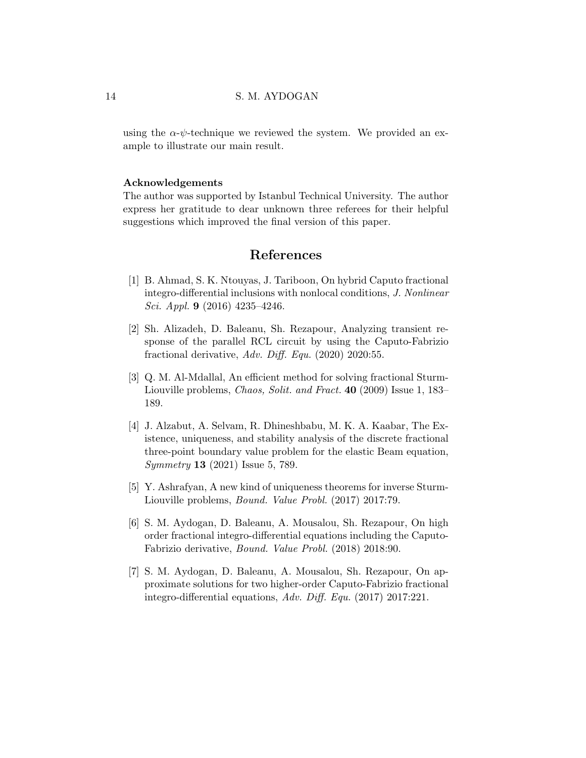using the $\alpha$-$\psi$-technique we reviewed the system. We provided an example to illustrate our main result.

### Acknowledgements

The author was supported by Istanbul Technical University. The author express her gratitude to dear unknown three referees for their helpful suggestions which improved the final version of this paper.

## References

[1] B. Ahmad, S. K. Ntouyas, J. Tariboon, On hybrid Caputo fractional integro-differential inclusions with nonlocal conditions, *J. Nonlinear Sci. Appl.* **9** (2016) 4235–4246.

[2] Sh. Alizadeh, D. Baleanu, Sh. Rezapour, Analyzing transient response of the parallel RCL circuit by using the Caputo-Fabrizio fractional derivative, *Adv. Diff. Equ.* (2020) 2020:55.

[3] Q. M. Al-Mdallal, An efficient method for solving fractional Sturm-Liouville problems, *Chaos, Solit. and Fract.* **40** (2009) Issue 1, 183–189.

[4] J. Alzabut, A. Selvam, R. Dhineshbabu, M. K. A. Kaabar, The Existence, uniqueness, and stability analysis of the discrete fractional three-point boundary value problem for the elastic Beam equation, *Symmetry* **13** (2021) Issue 5, 789.

[5] Y. Ashrafyan, A new kind of uniqueness theorems for inverse Sturm-Liouville problems, *Bound. Value Probl.* (2017) 2017:79.

[6] S. M. Aydogan, D. Baleanu, A. Mousalou, Sh. Rezapour, On high order fractional integro-differential equations including the Caputo-Fabrizio derivative, *Bound. Value Probl.* (2018) 2018:90.

[7] S. M. Aydogan, D. Baleanu, A. Mousalou, Sh. Rezapour, On approximate solutions for two higher-order Caputo-Fabrizio fractional integro-differential equations, *Adv. Diff. Equ.* (2017) 2017:221.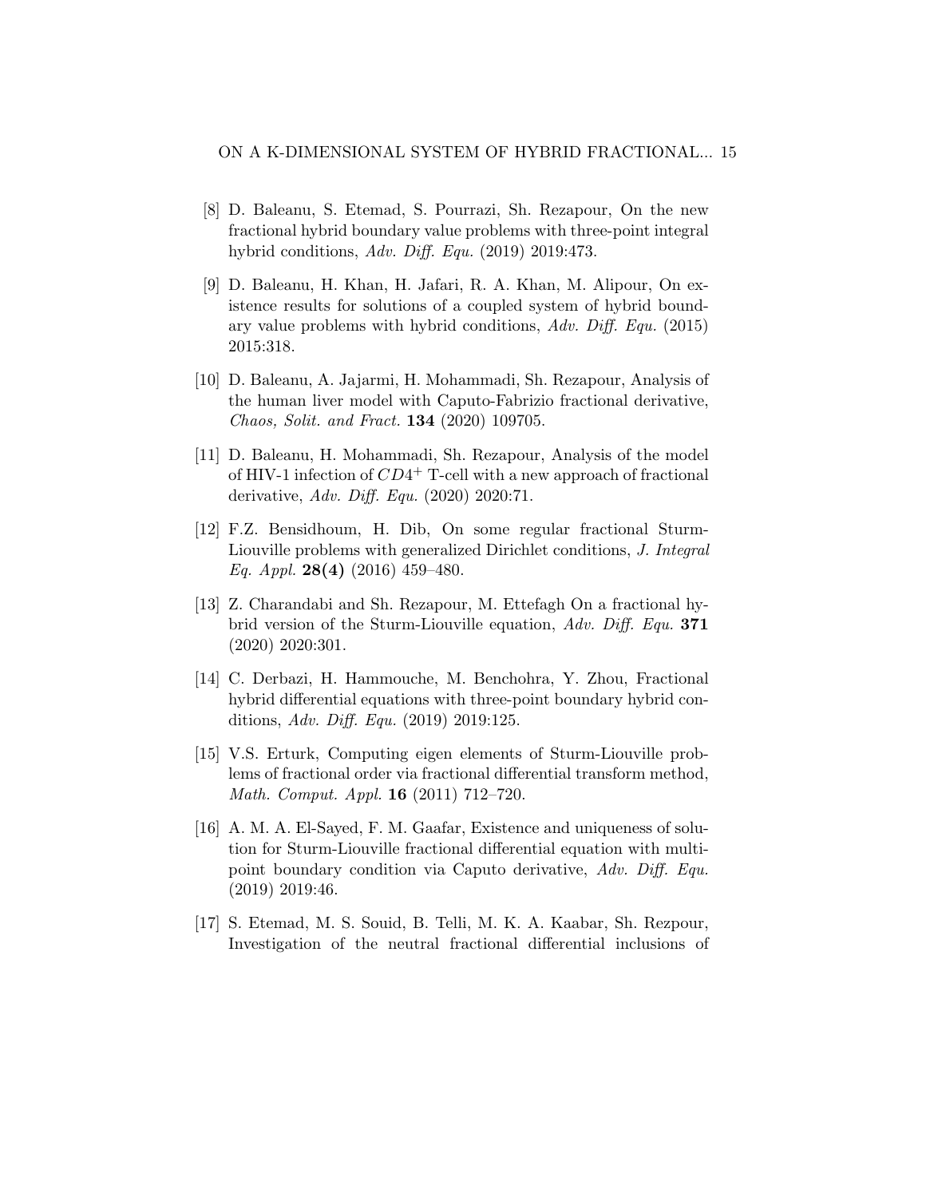[8] D. Baleanu, S. Etemad, S. Pourrazi, Sh. Rezapour, On the new fractional hybrid boundary value problems with three-point integral hybrid conditions, *Adv. Diff. Equ.* (2019) 2019:473.

[9] D. Baleanu, H. Khan, H. Jafari, R. A. Khan, M. Alipour, On existence results for solutions of a coupled system of hybrid boundary value problems with hybrid conditions, *Adv. Diff. Equ.* (2015) 2015:318.

[10] D. Baleanu, A. Jajarmi, H. Mohammadi, Sh. Rezapour, Analysis of the human liver model with Caputo-Fabrizio fractional derivative, *Chaos, Solit. and Fract.* **134** (2020) 109705.

[11] D. Baleanu, H. Mohammadi, Sh. Rezapour, Analysis of the model of HIV-1 infection of $CD4^{+}$ T-cell with a new approach of fractional derivative, *Adv. Diff. Equ.* (2020) 2020:71.

[12] F.Z. Bensidhoum, H. Dib, On some regular fractional Sturm-Liouville problems with generalized Dirichlet conditions, *J. Integral Eq. Appl.* **28(4)** (2016) 459–480.

[13] Z. Charandabi and Sh. Rezapour, M. Ettefagh On a fractional hybrid version of the Sturm-Liouville equation, *Adv. Diff. Equ.* **371** (2020) 2020:301.

[14] C. Derbazi, H. Hammouche, M. Benchohra, Y. Zhou, Fractional hybrid differential equations with three-point boundary hybrid conditions, *Adv. Diff. Equ.* (2019) 2019:125.

[15] V.S. Erturk, Computing eigen elements of Sturm-Liouville problems of fractional order via fractional differential transform method, *Math. Comput. Appl.* **16** (2011) 712–720.

[16] A. M. A. El-Sayed, F. M. Gaafar, Existence and uniqueness of solution for Sturm-Liouville fractional differential equation with multi-point boundary condition via Caputo derivative, *Adv. Diff. Equ.* (2019) 2019:46.

[17] S. Etemad, M. S. Souid, B. Telli, M. K. A. Kaabar, Sh. Rezpour, Investigation of the neutral fractional differential inclusions of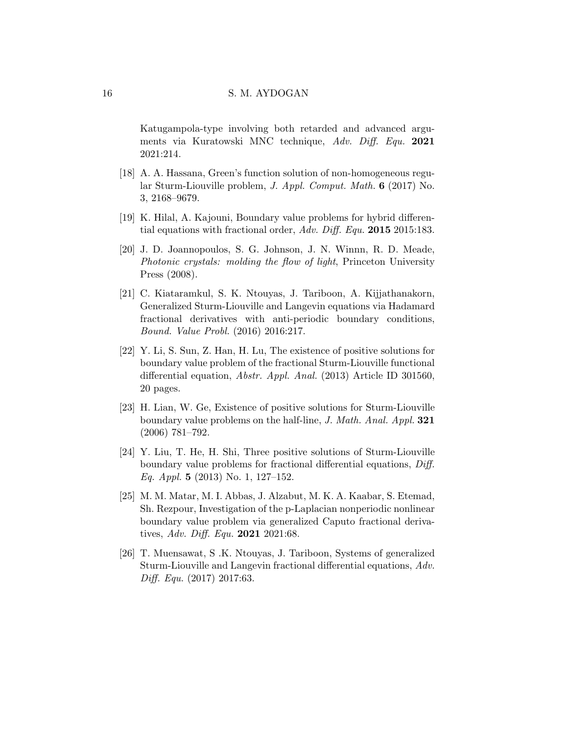Katugampola-type involving both retarded and advanced arguments via Kuratowski MNC technique, *Adv. Diff. Equ.* **2021** 2021:214.

[18] A. A. Hassana, Green's function solution of non-homogeneous regular Sturm-Liouville problem, *J. Appl. Comput. Math.* **6** (2017) No. 3, 2168–9679.

[19] K. Hilal, A. Kajouni, Boundary value problems for hybrid differential equations with fractional order, *Adv. Diff. Equ.* **2015** 2015:183.

[20] J. D. Joannopoulos, S. G. Johnson, J. N. Winnn, R. D. Meade, *Photonic crystals: molding the flow of light*, Princeton University Press (2008).

[21] C. Kiataramkul, S. K. Ntouyas, J. Tariboon, A. Kijjathanakorn, Generalized Sturm-Liouville and Langevin equations via Hadamard fractional derivatives with anti-periodic boundary conditions, *Bound. Value Probl.* (2016) 2016:217.

[22] Y. Li, S. Sun, Z. Han, H. Lu, The existence of positive solutions for boundary value problem of the fractional Sturm-Liouville functional differential equation, *Abstr. Appl. Anal.* (2013) Article ID 301560, 20 pages.

[23] H. Lian, W. Ge, Existence of positive solutions for Sturm-Liouville boundary value problems on the half-line, *J. Math. Anal. Appl.* **321** (2006) 781–792.

[24] Y. Liu, T. He, H. Shi, Three positive solutions of Sturm-Liouville boundary value problems for fractional differential equations, *Diff. Eq. Appl.* **5** (2013) No. 1, 127–152.

[25] M. M. Matar, M. I. Abbas, J. Alzabut, M. K. A. Kaabar, S. Etemad, Sh. Rezpour, Investigation of the p-Laplacian nonperiodic nonlinear boundary value problem via generalized Caputo fractional derivatives, *Adv. Diff. Equ.* **2021** 2021:68.

[26] T. Muensawat, S .K. Ntouyas, J. Tariboon, Systems of generalized Sturm-Liouville and Langevin fractional differential equations, *Adv. Diff. Equ.* (2017) 2017:63.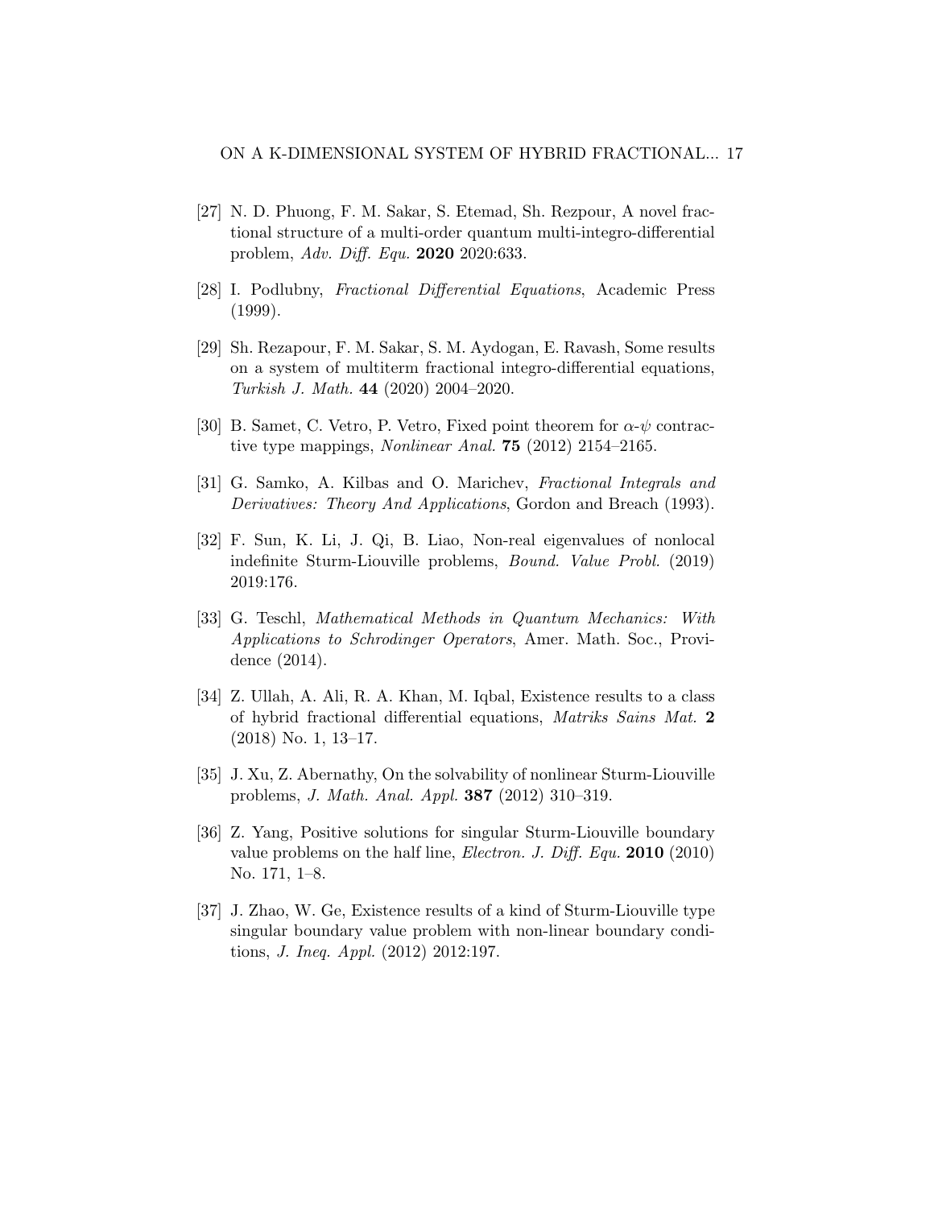[27] N. D. Phuong, F. M. Sakar, S. Etemad, Sh. Rezpour, A novel fractional structure of a multi-order quantum multi-integro-differential problem, *Adv. Diff. Equ.* **2020** 2020:633.

[28] I. Podlubny, *Fractional Differential Equations*, Academic Press (1999).

[29] Sh. Rezapour, F. M. Sakar, S. M. Aydogan, E. Ravash, Some results on a system of multiterm fractional integro-differential equations, *Turkish J. Math.* **44** (2020) 2004–2020.

[30] B. Samet, C. Vetro, P. Vetro, Fixed point theorem for $\alpha$-$\psi$ contractive type mappings, *Nonlinear Anal.* **75** (2012) 2154–2165.

[31] G. Samko, A. Kilbas and O. Marichev, *Fractional Integrals and Derivatives: Theory And Applications*, Gordon and Breach (1993).

[32] F. Sun, K. Li, J. Qi, B. Liao, Non-real eigenvalues of nonlocal indefinite Sturm-Liouville problems, *Bound. Value Probl.* (2019) 2019:176.

[33] G. Teschl, *Mathematical Methods in Quantum Mechanics: With Applications to Schrodinger Operators*, Amer. Math. Soc., Providence (2014).

[34] Z. Ullah, A. Ali, R. A. Khan, M. Iqbal, Existence results to a class of hybrid fractional differential equations, *Matriks Sains Mat.* **2** (2018) No. 1, 13–17.

[35] J. Xu, Z. Abernathy, On the solvability of nonlinear Sturm-Liouville problems, *J. Math. Anal. Appl.* **387** (2012) 310–319.

[36] Z. Yang, Positive solutions for singular Sturm-Liouville boundary value problems on the half line, *Electron. J. Diff. Equ.* **2010** (2010) No. 171, 1–8.

[37] J. Zhao, W. Ge, Existence results of a kind of Sturm-Liouville type singular boundary value problem with non-linear boundary conditions, *J. Ineq. Appl.* (2012) 2012:197.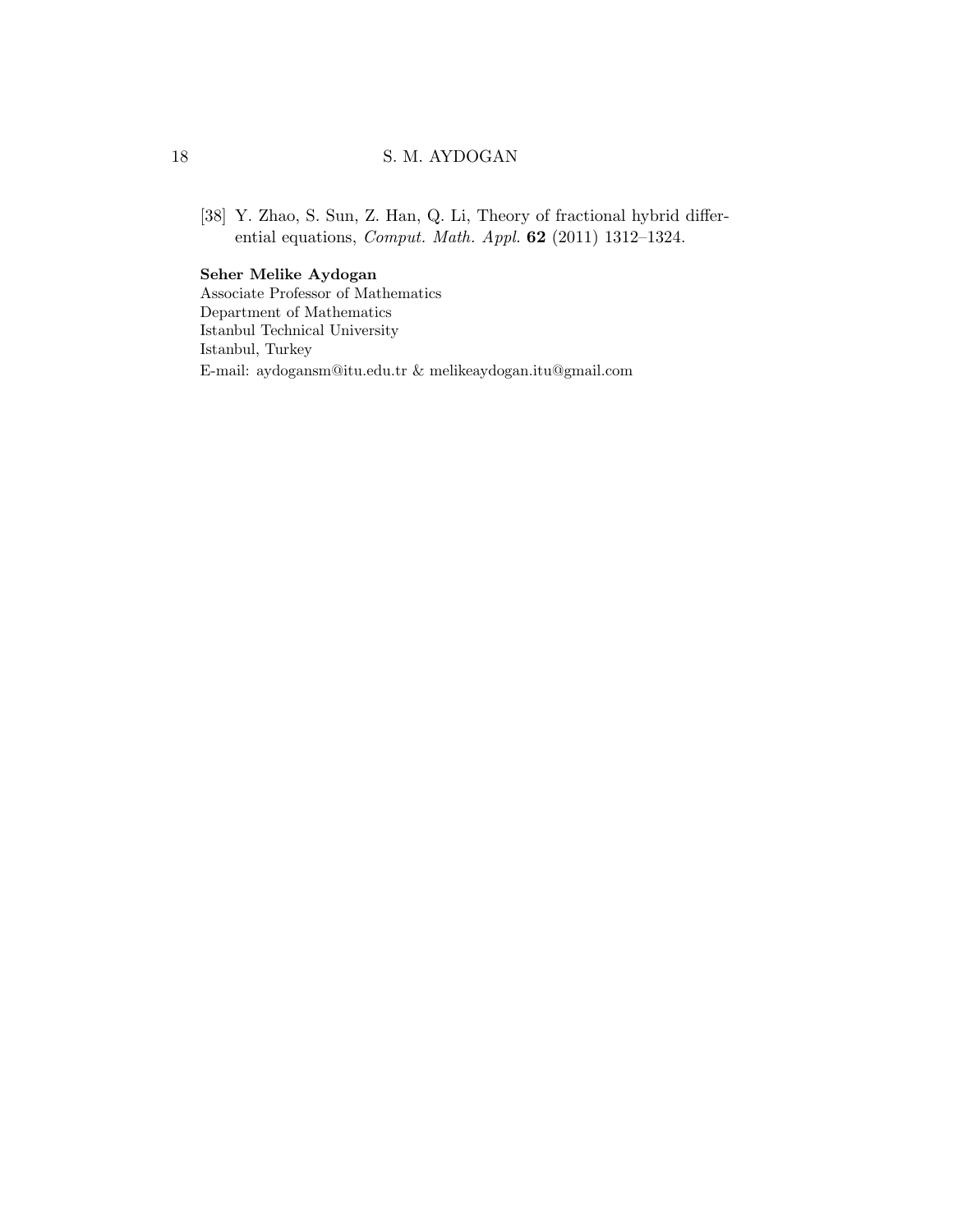[38] Y. Zhao, S. Sun, Z. Han, Q. Li, Theory of fractional hybrid differential equations, *Comput. Math. Appl.* **62** (2011) 1312–1324.

**Seher Melike Aydogan**
Associate Professor of Mathematics
Department of Mathematics
Istanbul Technical University
Istanbul, Turkey
E-mail: aydogansm@itu.edu.tr & melikeaydogan.itu@gmail.com